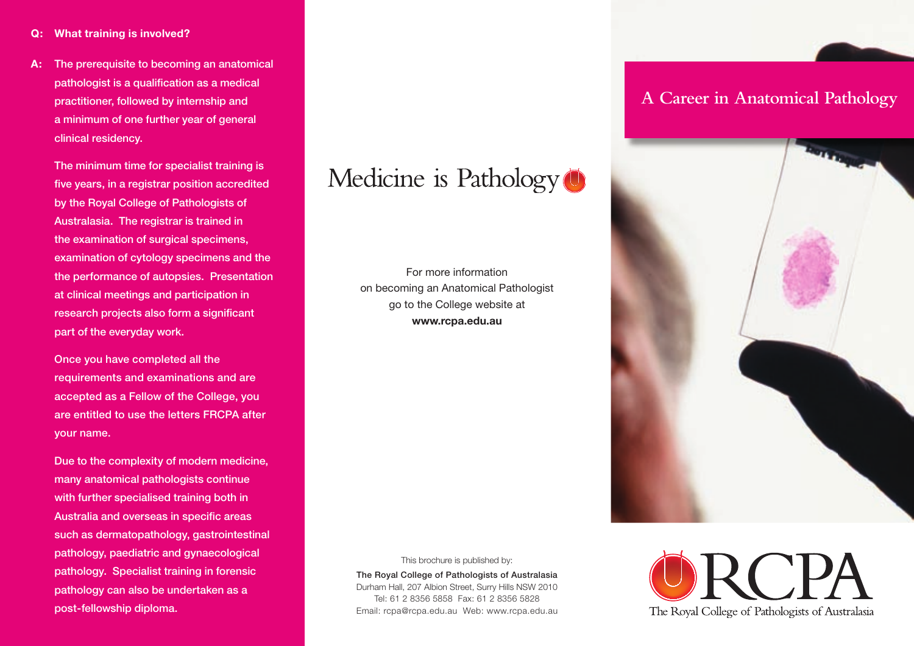**Q: What training is involved?**

**A:** The prerequisite to becoming an anatomical pathologist is a qualification as a medical practitioner, followed by internship and a minimum of one further year of general clinical residency.

The minimum time for specialist training is five years, in a registrar position accredited by the Royal College of Pathologists of Australasia. The registrar is trained in the examination of surgical specimens, examination of cytology specimens and the the performance of autopsies. Presentation at clinical meetings and participation in research projects also form a significant part of the everyday work.

Once you have completed all the requirements and examinations and are accepted as a Fellow of the College, you are entitled to use the letters FRCPA after your name.

Due to the complexity of modern medicine, many anatomical pathologists continue with further specialised training both in Australia and overseas in specific areas such as dermatopathology, gastrointestinal pathology, paediatric and gynaecological pathology. Specialist training in forensic pathology can also be undertaken as a post-fellowship diploma.

# Medicine is Pathology

For more information
on becoming an Anatomical Pathologist
go to the College website at
**www.rcpa.edu.au**

This brochure is published by:

The Royal College of Pathologists of Australasia
Durham Hall, 207 Albion Street, Surry Hills NSW 2010
Tel: 61 2 8356 5858 Fax: 61 2 8356 5828
Email: rcpa@rcpa.edu.au Web: www.rcpa.edu.au

# A Career in Anatomical Pathology

RCPA
The Royal College of Pathologists of Australasia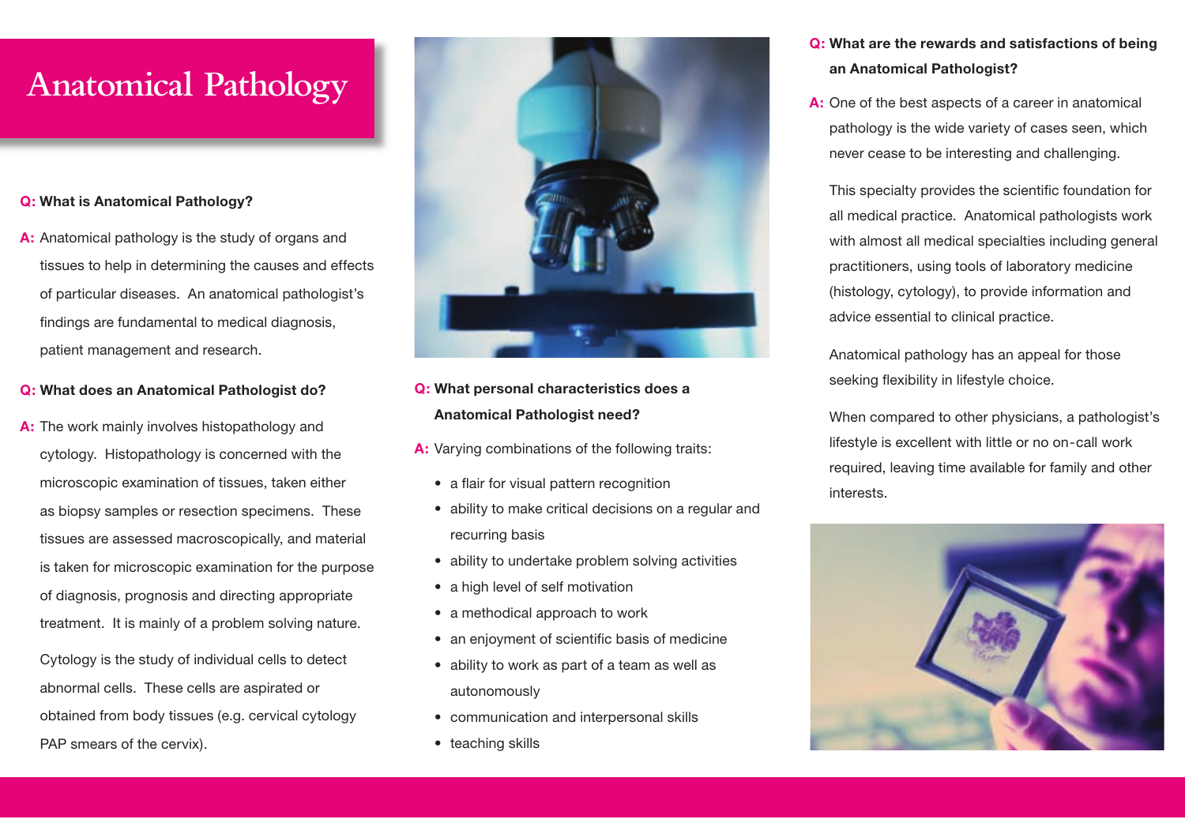# Anatomical Pathology

**Q: What is Anatomical Pathology?**

**A:** Anatomical pathology is the study of organs and tissues to help in determining the causes and effects of particular diseases. An anatomical pathologist's findings are fundamental to medical diagnosis, patient management and research.

**Q: What does an Anatomical Pathologist do?**

**A:** The work mainly involves histopathology and cytology. Histopathology is concerned with the microscopic examination of tissues, taken either as biopsy samples or resection specimens. These tissues are assessed macroscopically, and material is taken for microscopic examination for the purpose of diagnosis, prognosis and directing appropriate treatment. It is mainly of a problem solving nature.

Cytology is the study of individual cells to detect abnormal cells. These cells are aspirated or obtained from body tissues (e.g. cervical cytology PAP smears of the cervix).

**Q: What personal characteristics does a Anatomical Pathologist need?**

**A:** Varying combinations of the following traits:

- a flair for visual pattern recognition
- ability to make critical decisions on a regular and recurring basis
- ability to undertake problem solving activities
- a high level of self motivation
- a methodical approach to work
- an enjoyment of scientific basis of medicine
- ability to work as part of a team as well as autonomously
- communication and interpersonal skills
- teaching skills

**Q: What are the rewards and satisfactions of being an Anatomical Pathologist?**

**A:** One of the best aspects of a career in anatomical pathology is the wide variety of cases seen, which never cease to be interesting and challenging.

This specialty provides the scientific foundation for all medical practice. Anatomical pathologists work with almost all medical specialties including general practitioners, using tools of laboratory medicine (histology, cytology), to provide information and advice essential to clinical practice.

Anatomical pathology has an appeal for those seeking flexibility in lifestyle choice.

When compared to other physicians, a pathologist's lifestyle is excellent with little or no on-call work required, leaving time available for family and other interests.